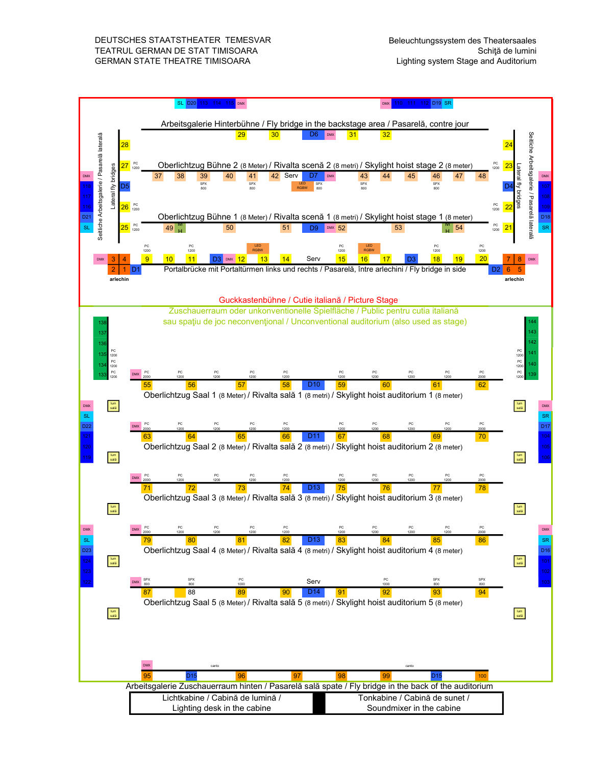DEUTSCHES STAATSTHEATER TEMESVAR
TEATRUL GERMAN DE STAT TIMISOARA
GERMAN STATE THEATRE TIMISOARA

Beleuchtungssystem des Theatersaales
Schiţă de lumini
Lighting system Stage and Auditorium

SL D20 113 114 115 DMX — DMX 110 111 112 D19 SR

Arbeitsgalerie Hinterbühne / Fly bridge in the backstage area / Pasarelă, contre jour

29 30 D6 DMX 31 32

Seitliche Arbeitsgalerie / Pasarelă laterală — Lateral fly bridges

28 — 24

27 PC 1200 — PC 1200 23

Oberlichtzug Bühne 2 (8 Meter) / Rivalta scenă 2 (8 metri) / Skylight hoist stage 2 (8 meter)

37 38 39 40 41 42 Serv D7 DMX 43 44 45 46 47 48

SPX 800 — SPX 800 — LED RGBW — SPX 800 — SPX 800 — SPX 800

DMX 116 117 118 D21 SL — D5 — D4 — DMX 107 108 109 D18 SR

26 PC 1200 — PC 1200 22

Oberlichtzug Bühne 1 (8 Meter) / Rivalta scenă 1 (8 metri) / Skylight hoist stage 1 (8 meter)

25 PC 1200 — 49 MH 50 51 D9 DMX 52 53 MH 54 — PC 1200 21

PC 1200 — PC 1200 — LED RGBW — PC 1200 — LED RGBW — PC 1200 — PC 1200

DMX 3 4 9 10 11 D3 DMX 12 13 14 Serv 15 16 17 D3 18 19 20 7 8 DMX

2 1 D1 Portalbrücke mit Portaltürmen links und rechts / Pasarelă, între arlechini / Fly bridge in side D2 6 5

arlechin — arlechin

Guckkastenbühne / Cutie italiană / Picture Stage

Zuschauerraum oder unkonventionelle Spielfläche / Public pentru cutia italiană sau spaţiu de joc neconvenţional / Unconventional auditorium (also used as stage)

138 137 136 135 134 133 (PC 1200) — 144 143 142 141 140 139 (PC 1200)

DMX PC 2000, PC 1200, PC 1200, PC 1200, PC 1200, PC 1200, PC 1200, PC 1200, PC 1200, PC 2000

55 56 57 58 D10 59 60 61 62

Oberlichtzug Saal 1 (8 Meter) / Rivalta sală 1 (8 metri) / Skylight hoist auditorium 1 (8 meter)

DMX SL D22 120 121 119 — lum sală — lum sală — DMX SR D17 104 105 106

DMX PC 2000, PC 1200, PC 1200, PC 1200, PC 1200, PC 1200, PC 1200, PC 1200, PC 1200, PC 2000

63 64 65 66 D11 67 68 69 70

Oberlichtzug Saal 2 (8 Meter) / Rivalta sală 2 (8 metri) / Skylight hoist auditorium 2 (8 meter)

lum sală — lum sală

DMX PC 2000, PC 1200, PC 1200, PC 1200, PC 1200, PC 1200, PC 1200, PC 1200, PC 1200, PC 2000

71 72 73 74 D13 75 76 77 78

Oberlichtzug Saal 3 (8 Meter) / Rivalta sală 3 (8 metri) / Skylight hoist auditorium 3 (8 meter)

lum sală — lum sală

DMX PC 2000, PC 1200, PC 1200, PC 1200, PC 1200, PC 1200, PC 1200, PC 1200, PC 1200, PC 2000

DMX SL D23 124 123 122 — DMX SR D16 101 102 103

79 80 81 82 D13 83 84 85 86

Oberlichtzug Saal 4 (8 Meter) / Rivalta sală 4 (8 metri) / Skylight hoist auditorium 4 (8 meter)

lum sală — lum sală

DMX SPX 800, SPX 800, PC 1000, Serv, PC 1000, SPX 800, SPX 800

87 88 89 90 D14 91 92 93 94

Oberlichtzug Saal 5 (8 Meter) / Rivalta sală 5 (8 metri) / Skylight hoist auditorium 5 (8 meter)

lum sală — lum sală

DMX — canto — canto

95 D15 96 97 98 99 D15 100

Arbeitsgalerie Zuschauerraum hinten / Pasarelă sală spate / Fly bridge in the back of the auditorium

| Lichtkabine / Cabină de lumină / Lighting desk in the cabine | Tonkabine / Cabină de sunet / Soundmixer in the cabine |
|---|---|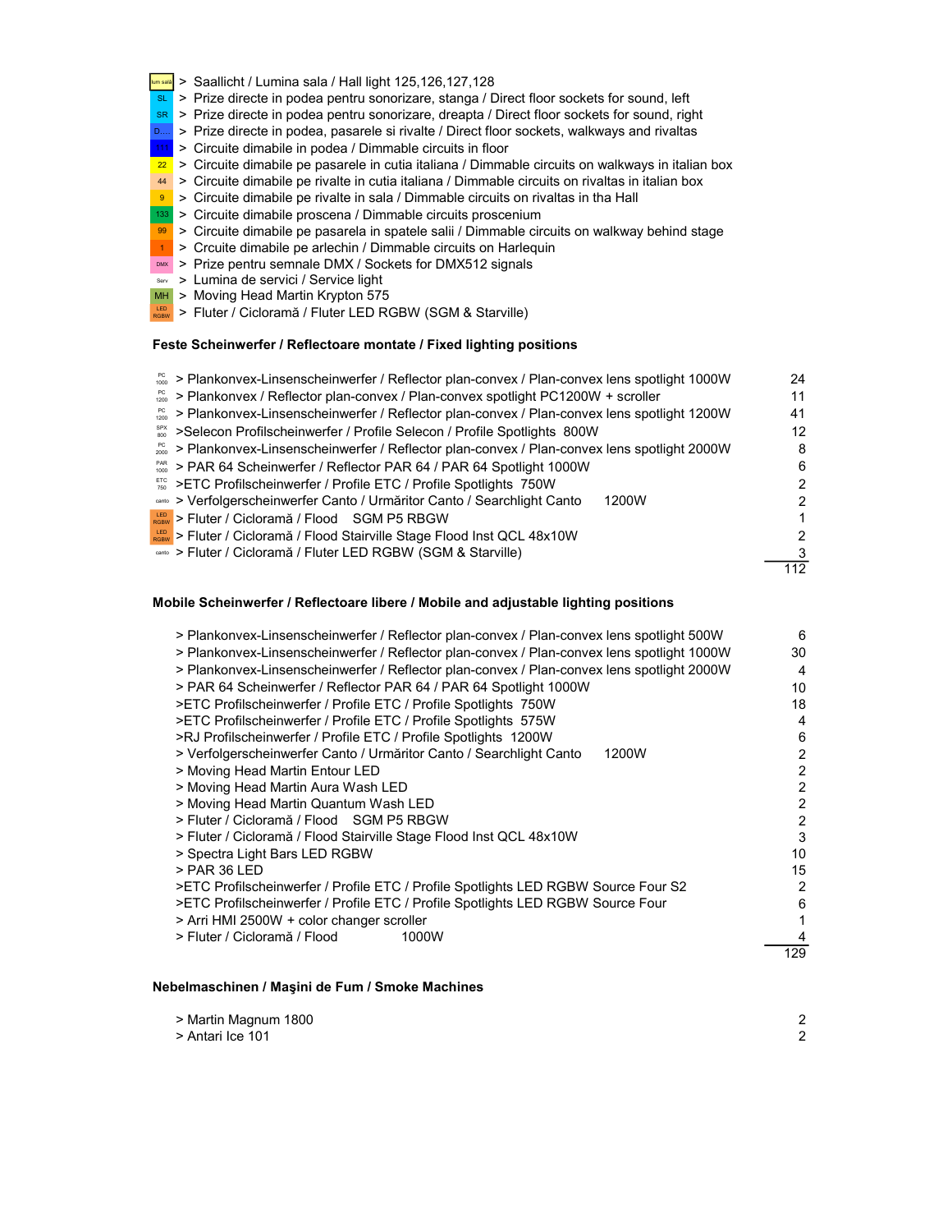| | |
|---|---|
| lum sală | > Saallicht / Lumina sala / Hall light 125,126,127,128 |
| SL | > Prize directe in podea pentru sonorizare, stanga / Direct floor sockets for sound, left |
| SR | > Prize directe in podea pentru sonorizare, dreapta / Direct floor sockets for sound, right |
| D.... | > Prize directe in podea, pasarele si rivalte / Direct floor sockets, walkways and rivaltas |
| | > Circuite dimabile in podea / Dimmable circuits in floor |
| 22 | > Circuite dimabile pe pasarele in cutia italiana / Dimmable circuits on walkways in italian box |
| 44 | > Circuite dimabile pe rivalte in cutia italiana / Dimmable circuits on rivaltas in italian box |
| 9 | > Circuite dimabile pe rivalte in sala / Dimmable circuits on rivaltas in tha Hall |
| 133 | > Circuite dimabile proscena / Dimmable circuits proscenium |
| 99 | > Circuite dimabile pe pasarela in spatele salii / Dimmable circuits on walkway behind stage |
| 1 | > Crcuite dimabile pe arlechin / Dimmable circuits on Harlequin |
| DMX | > Prize pentru semnale DMX / Sockets for DMX512 signals |
| Serv | > Lumina de servici / Service light |
| MH | > Moving Head Martin Krypton 575 |
| LED RGBW | > Fluter / Ciclorama / Fluter LED RGBW (SGM & Starville) |

**Feste Scheinwerfer / Reflectoare montate / Fixed lighting positions**

| | | |
|---|---|---|
| PC 1000 | > Plankonvex-Linsenscheinwerfer / Reflector plan-convex / Plan-convex lens spotlight 1000W | 24 |
| PC 1200 | > Plankonvex / Reflector plan-convex / Plan-convex spotlight PC1200W + scroller | 11 |
| PC 1200 | > Plankonvex-Linsenscheinwerfer / Reflector plan-convex / Plan-convex lens spotlight 1200W | 41 |
| SPX 800 | >Selecon Profilscheinwerfer / Profile Selecon / Profile Spotlights 800W | 12 |
| PC 2000 | > Plankonvex-Linsenscheinwerfer / Reflector plan-convex / Plan-convex lens spotlight 2000W | 8 |
| PAR 1000 | > PAR 64 Scheinwerfer / Reflector PAR 64 / PAR 64 Spotlight 1000W | 6 |
| ETC 750 | >ETC Profilscheinwerfer / Profile ETC / Profile Spotlights 750W | 2 |
| canto | > Verfolgerscheinwerfer Canto / Urmăritor Canto / Searchlight Canto 1200W | 2 |
| LED RGBW | > Fluter / Cicloramă / Flood SGM P5 RBGW | 1 |
| LED RGBW | > Fluter / Cicloramă / Flood Stairville Stage Flood Inst QCL 48x10W | 2 |
| canto | > Fluter / Cicloramă / Fluter LED RGBW (SGM & Starville) | 3 |
| | | 112 |

**Mobile Scheinwerfer / Reflectoare libere / Mobile and adjustable lighting positions**

| | |
|---|---|
| > Plankonvex-Linsenscheinwerfer / Reflector plan-convex / Plan-convex lens spotlight 500W | 6 |
| > Plankonvex-Linsenscheinwerfer / Reflector plan-convex / Plan-convex lens spotlight 1000W | 30 |
| > Plankonvex-Linsenscheinwerfer / Reflector plan-convex / Plan-convex lens spotlight 2000W | 4 |
| > PAR 64 Scheinwerfer / Reflector PAR 64 / PAR 64 Spotlight 1000W | 10 |
| >ETC Profilscheinwerfer / Profile ETC / Profile Spotlights 750W | 18 |
| >ETC Profilscheinwerfer / Profile ETC / Profile Spotlights 575W | 4 |
| >RJ Profilscheinwerfer / Profile ETC / Profile Spotlights 1200W | 6 |
| > Verfolgerscheinwerfer Canto / Urmăritor Canto / Searchlight Canto 1200W | 2 |
| > Moving Head Martin Entour LED | 2 |
| > Moving Head Martin Aura Wash LED | 2 |
| > Moving Head Martin Quantum Wash LED | 2 |
| > Fluter / Cicloramă / Flood SGM P5 RBGW | 2 |
| > Fluter / Cicloramă / Flood Stairville Stage Flood Inst QCL 48x10W | 3 |
| > Spectra Light Bars LED RGBW | 10 |
| > PAR 36 LED | 15 |
| >ETC Profilscheinwerfer / Profile ETC / Profile Spotlights LED RGBW Source Four S2 | 2 |
| >ETC Profilscheinwerfer / Profile ETC / Profile Spotlights LED RGBW Source Four | 6 |
| > Arri HMI 2500W + color changer scroller | 1 |
| > Fluter / Cicloramă / Flood 1000W | 4 |
| | 129 |

**Nebelmaschinen / Maşini de Fum / Smoke Machines**

| | |
|---|---|
| > Martin Magnum 1800 | 2 |
| > Antari Ice 101 | 2 |